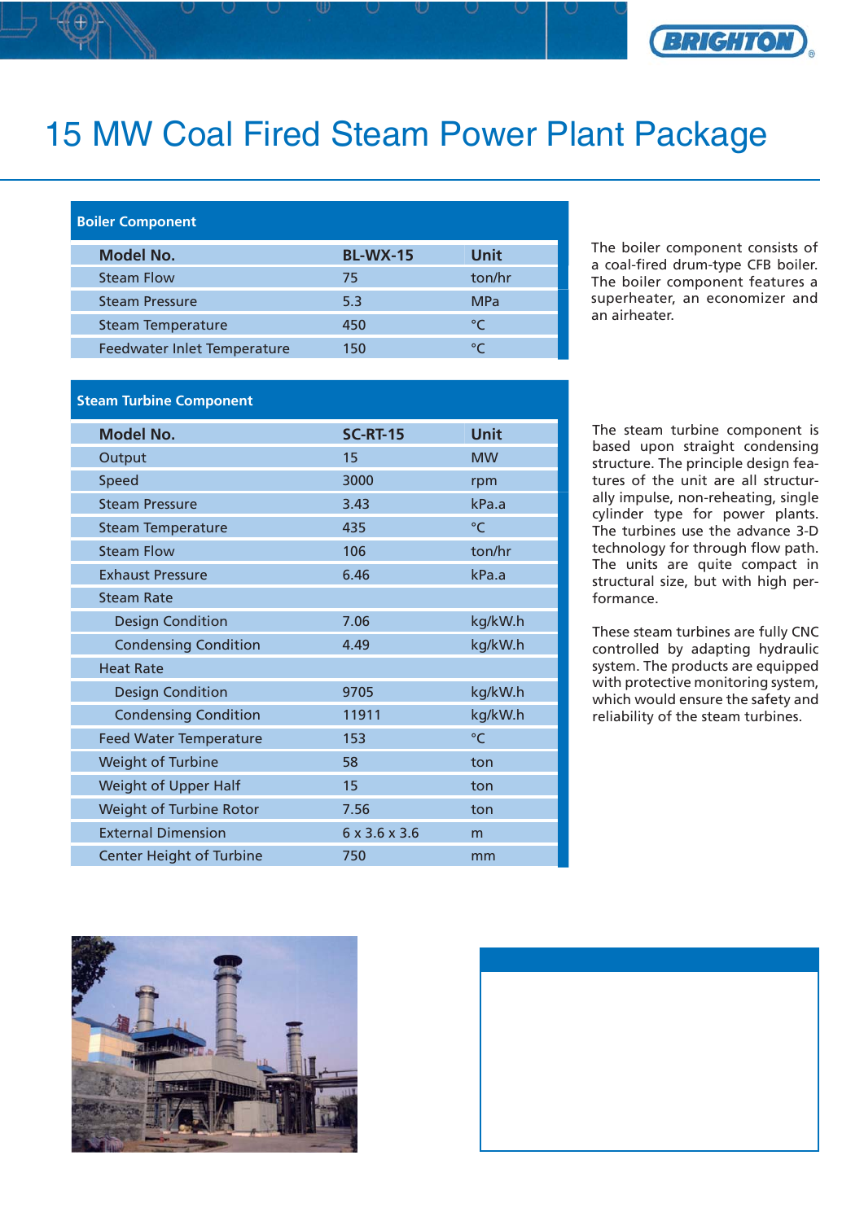# 15 MW Coal Fired Steam Power Plant Package

## Boiler Component

| Model No. | BL-WX-15 | Unit |
|---|---|---|
| Steam Flow | 75 | ton/hr |
| Steam Pressure | 5.3 | MPa |
| Steam Temperature | 450 | °C |
| Feedwater Inlet Temperature | 150 | °C |

The boiler component consists of a coal-fired drum-type CFB boiler. The boiler component features a superheater, an economizer and an airheater.

## Steam Turbine Component

| Model No. | SC-RT-15 | Unit |
|---|---|---|
| Output | 15 | MW |
| Speed | 3000 | rpm |
| Steam Pressure | 3.43 | kPa.a |
| Steam Temperature | 435 | °C |
| Steam Flow | 106 | ton/hr |
| Exhaust Pressure | 6.46 | kPa.a |
| Steam Rate | | |
| Design Condition | 7.06 | kg/kW.h |
| Condensing Condition | 4.49 | kg/kW.h |
| Heat Rate | | |
| Design Condition | 9705 | kg/kW.h |
| Condensing Condition | 11911 | kg/kW.h |
| Feed Water Temperature | 153 | °C |
| Weight of Turbine | 58 | ton |
| Weight of Upper Half | 15 | ton |
| Weight of Turbine Rotor | 7.56 | ton |
| External Dimension | 6 x 3.6 x 3.6 | m |
| Center Height of Turbine | 750 | mm |

The steam turbine component is based upon straight condensing structure. The principle design features of the unit are all structurally impulse, non-reheating, single cylinder type for power plants. The turbines use the advance 3-D technology for through flow path. The units are quite compact in structural size, but with high performance.

These steam turbines are fully CNC controlled by adapting hydraulic system. The products are equipped with protective monitoring system, which would ensure the safety and reliability of the steam turbines.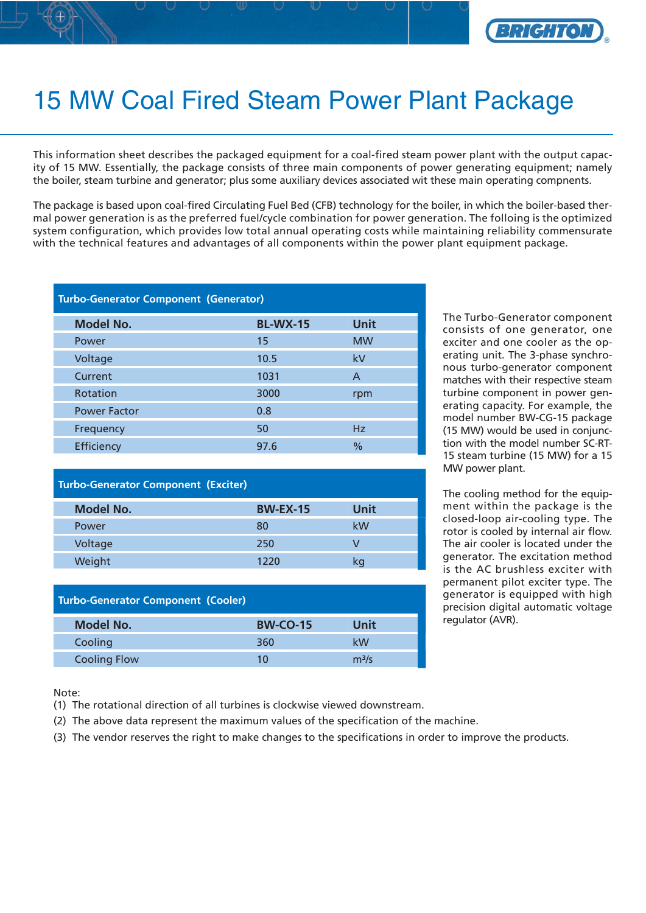# 15 MW Coal Fired Steam Power Plant Package

This information sheet describes the packaged equipment for a coal-fired steam power plant with the output capacity of 15 MW. Essentially, the package consists of three main components of power generating equipment; namely the boiler, steam turbine and generator; plus some auxiliary devices associated wit these main operating compnents.

The package is based upon coal-fired Circulating Fuel Bed (CFB) technology for the boiler, in which the boiler-based thermal power generation is as the preferred fuel/cycle combination for power generation. The folloing is the optimized system configuration, which provides low total annual operating costs while maintaining reliability commensurate with the technical features and advantages of all components within the power plant equipment package.

**Turbo-Generator Component (Generator)**

| Model No. | BL-WX-15 | Unit |
|---|---|---|
| Power | 15 | MW |
| Voltage | 10.5 | kV |
| Current | 1031 | A |
| Rotation | 3000 | rpm |
| Power Factor | 0.8 | |
| Frequency | 50 | Hz |
| Efficiency | 97.6 | % |

**Turbo-Generator Component (Exciter)**

| Model No. | BW-EX-15 | Unit |
|---|---|---|
| Power | 80 | kW |
| Voltage | 250 | V |
| Weight | 1220 | kg |

**Turbo-Generator Component (Cooler)**

| Model No. | BW-CO-15 | Unit |
|---|---|---|
| Cooling | 360 | kW |
| Cooling Flow | 10 | $m^3/s$ |

The Turbo-Generator component consists of one generator, one exciter and one cooler as the operating unit. The 3-phase synchronous turbo-generator component matches with their respective steam turbine component in power generating capacity. For example, the model number BW-CG-15 package (15 MW) would be used in conjunction with the model number SC-RT-15 steam turbine (15 MW) for a 15 MW power plant.

The cooling method for the equipment within the package is the closed-loop air-cooling type. The rotor is cooled by internal air flow. The air cooler is located under the generator. The excitation method is the AC brushless exciter with permanent pilot exciter type. The generator is equipped with high precision digital automatic voltage regulator (AVR).

Note:

(1) The rotational direction of all turbines is clockwise viewed downstream.

(2) The above data represent the maximum values of the specification of the machine.

(3) The vendor reserves the right to make changes to the specifications in order to improve the products.